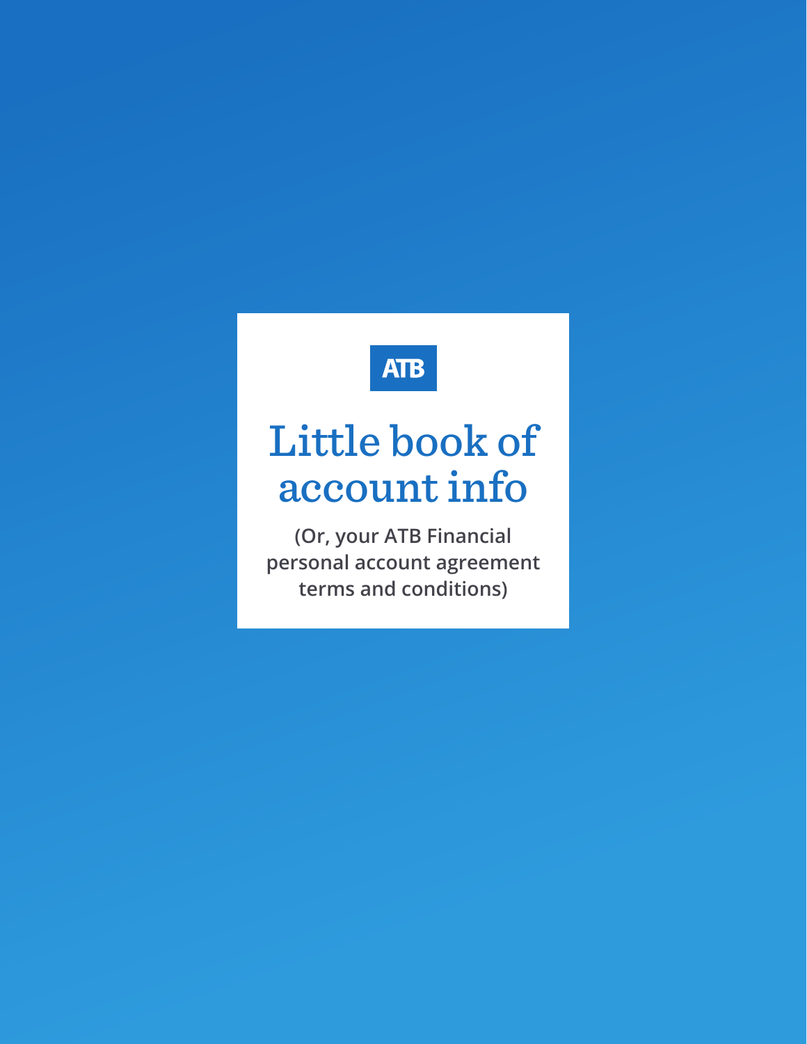ATB

# Little book of account info

**(Or, your ATB Financial personal account agreement terms and conditions)**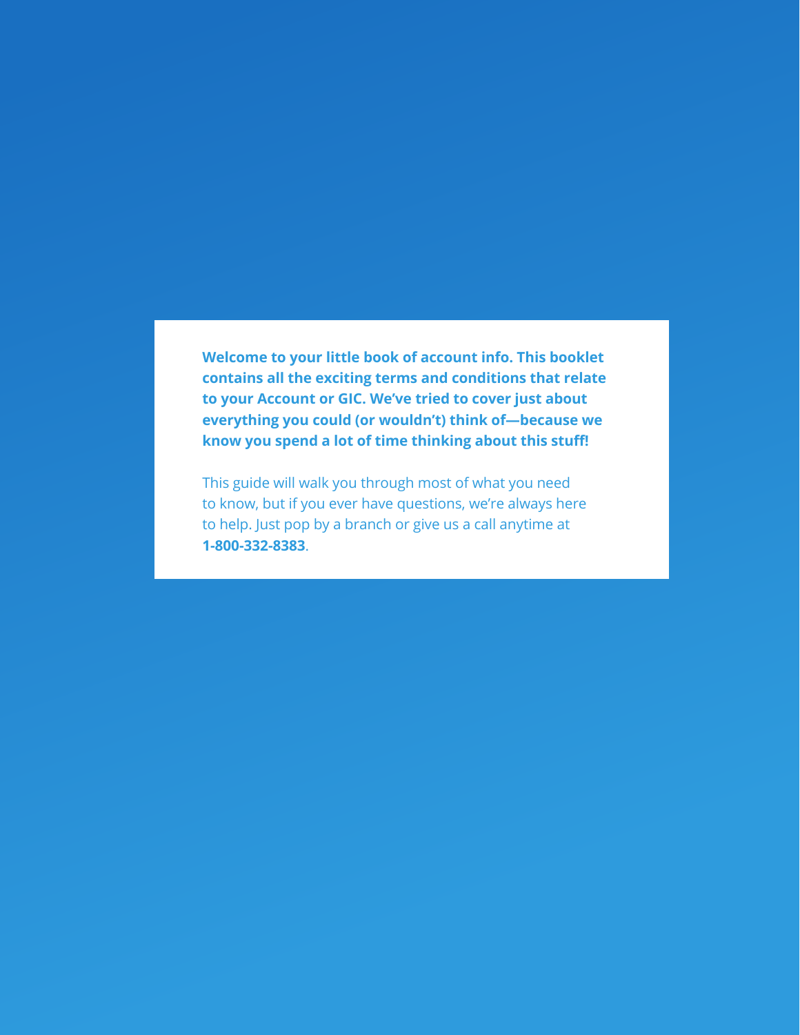**Welcome to your little book of account info. This booklet contains all the exciting terms and conditions that relate to your Account or GIC. We've tried to cover just about everything you could (or wouldn't) think of—because we know you spend a lot of time thinking about this stuff!**

This guide will walk you through most of what you need to know, but if you ever have questions, we're always here to help. Just pop by a branch or give us a call anytime at **1-800-332-8383**.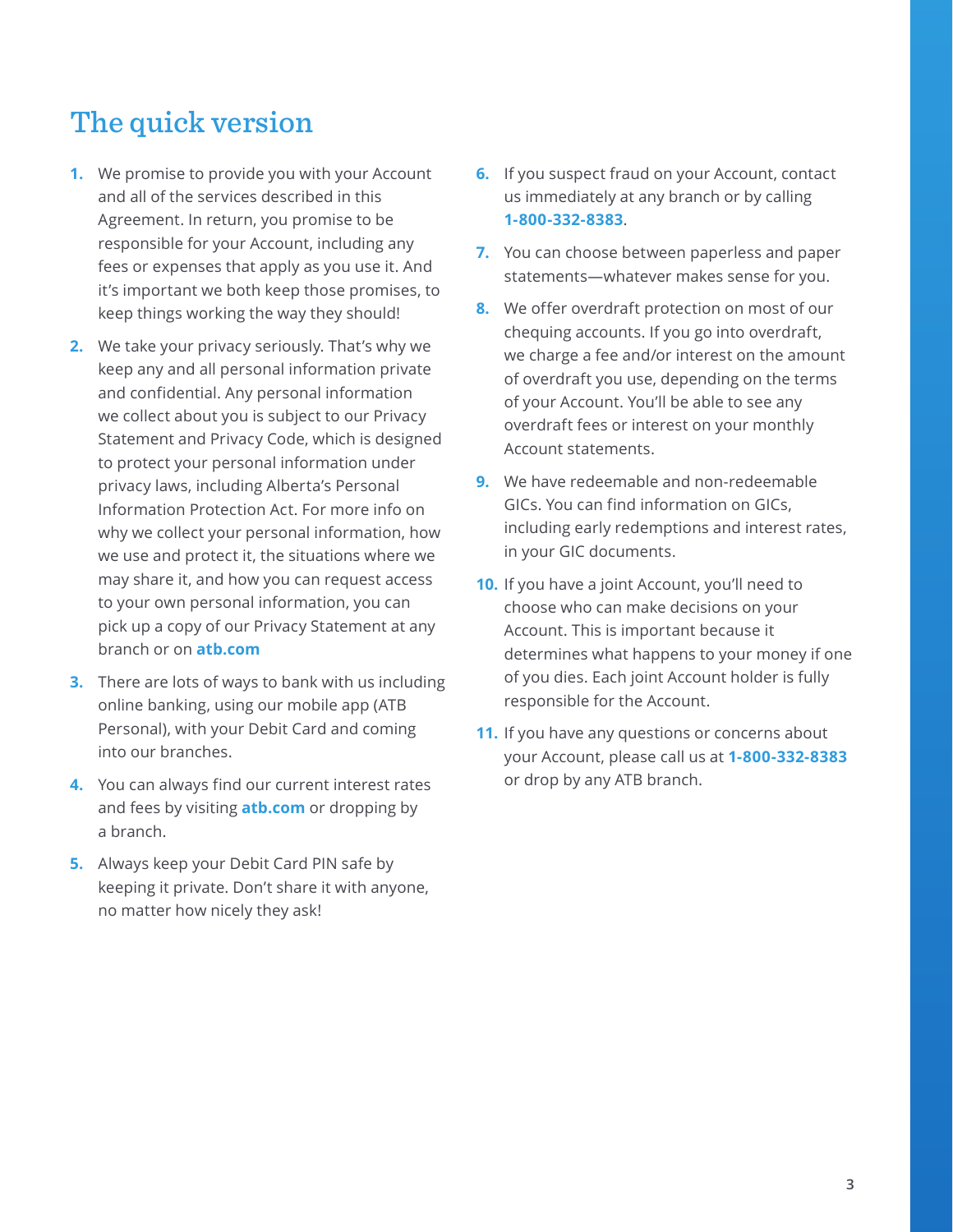# The quick version

1. We promise to provide you with your Account and all of the services described in this Agreement. In return, you promise to be responsible for your Account, including any fees or expenses that apply as you use it. And it's important we both keep those promises, to keep things working the way they should!
2. We take your privacy seriously. That's why we keep any and all personal information private and confidential. Any personal information we collect about you is subject to our Privacy Statement and Privacy Code, which is designed to protect your personal information under privacy laws, including Alberta's Personal Information Protection Act. For more info on why we collect your personal information, how we use and protect it, the situations where we may share it, and how you can request access to your own personal information, you can pick up a copy of our Privacy Statement at any branch or on **atb.com**
3. There are lots of ways to bank with us including online banking, using our mobile app (ATB Personal), with your Debit Card and coming into our branches.
4. You can always find our current interest rates and fees by visiting **atb.com** or dropping by a branch.
5. Always keep your Debit Card PIN safe by keeping it private. Don't share it with anyone, no matter how nicely they ask!
6. If you suspect fraud on your Account, contact us immediately at any branch or by calling **1-800-332-8383**.
7. You can choose between paperless and paper statements—whatever makes sense for you.
8. We offer overdraft protection on most of our chequing accounts. If you go into overdraft, we charge a fee and/or interest on the amount of overdraft you use, depending on the terms of your Account. You'll be able to see any overdraft fees or interest on your monthly Account statements.
9. We have redeemable and non-redeemable GICs. You can find information on GICs, including early redemptions and interest rates, in your GIC documents.
10. If you have a joint Account, you'll need to choose who can make decisions on your Account. This is important because it determines what happens to your money if one of you dies. Each joint Account holder is fully responsible for the Account.
11. If you have any questions or concerns about your Account, please call us at **1-800-332-8383** or drop by any ATB branch.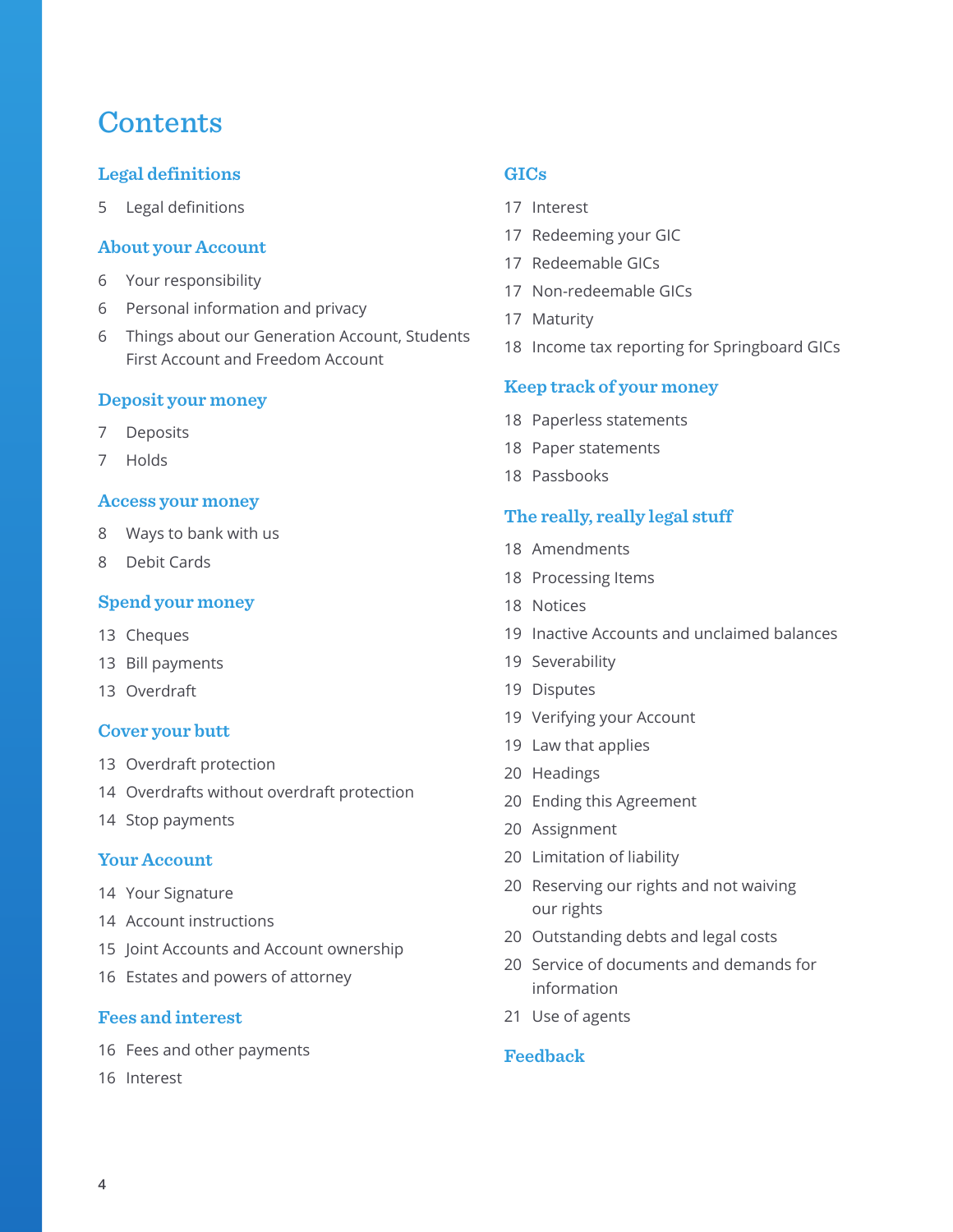# Contents

## Legal definitions

5 Legal definitions

## About your Account

6 Your responsibility

6 Personal information and privacy

6 Things about our Generation Account, Students First Account and Freedom Account

## Deposit your money

7 Deposits

7 Holds

## Access your money

8 Ways to bank with us

8 Debit Cards

## Spend your money

13 Cheques

13 Bill payments

13 Overdraft

## Cover your butt

13 Overdraft protection

14 Overdrafts without overdraft protection

14 Stop payments

## Your Account

14 Your Signature

14 Account instructions

15 Joint Accounts and Account ownership

16 Estates and powers of attorney

## Fees and interest

16 Fees and other payments

16 Interest

## GICs

17 Interest

17 Redeeming your GIC

17 Redeemable GICs

17 Non-redeemable GICs

17 Maturity

18 Income tax reporting for Springboard GICs

## Keep track of your money

18 Paperless statements

18 Paper statements

18 Passbooks

## The really, really legal stuff

18 Amendments

18 Processing Items

18 Notices

19 Inactive Accounts and unclaimed balances

19 Severability

19 Disputes

19 Verifying your Account

19 Law that applies

20 Headings

20 Ending this Agreement

20 Assignment

20 Limitation of liability

20 Reserving our rights and not waiving our rights

20 Outstanding debts and legal costs

20 Service of documents and demands for information

21 Use of agents

## Feedback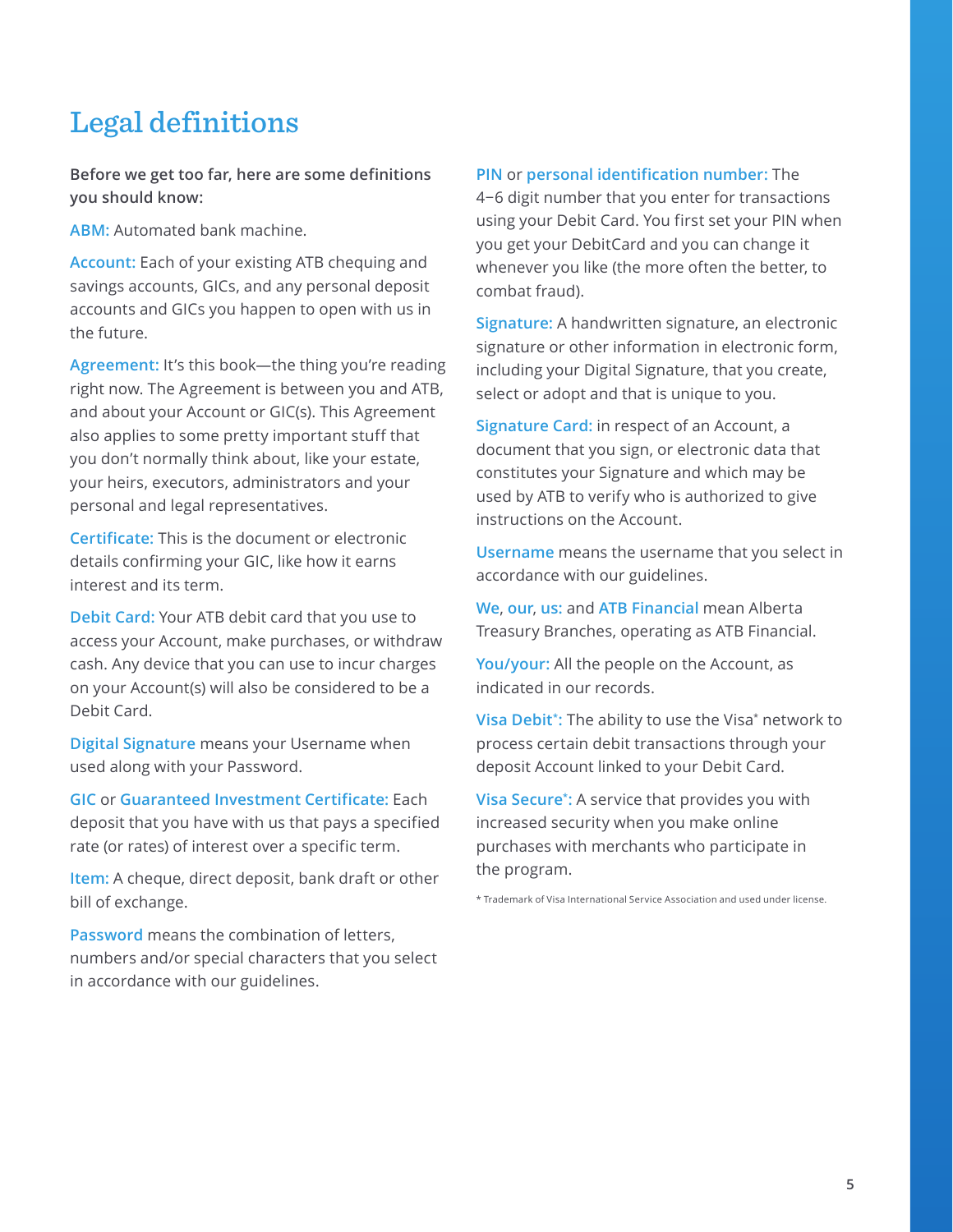# Legal definitions

**Before we get too far, here are some definitions you should know:**

**ABM:** Automated bank machine.

**Account:** Each of your existing ATB chequing and savings accounts, GICs, and any personal deposit accounts and GICs you happen to open with us in the future.

**Agreement:** It's this book—the thing you're reading right now. The Agreement is between you and ATB, and about your Account or GIC(s). This Agreement also applies to some pretty important stuff that you don't normally think about, like your estate, your heirs, executors, administrators and your personal and legal representatives.

**Certificate:** This is the document or electronic details confirming your GIC, like how it earns interest and its term.

**Debit Card:** Your ATB debit card that you use to access your Account, make purchases, or withdraw cash. Any device that you can use to incur charges on your Account(s) will also be considered to be a Debit Card.

**Digital Signature** means your Username when used along with your Password.

**GIC** or **Guaranteed Investment Certificate:** Each deposit that you have with us that pays a specified rate (or rates) of interest over a specific term.

**Item:** A cheque, direct deposit, bank draft or other bill of exchange.

**Password** means the combination of letters, numbers and/or special characters that you select in accordance with our guidelines.

**PIN** or **personal identification number:** The 4–6 digit number that you enter for transactions using your Debit Card. You first set your PIN when you get your DebitCard and you can change it whenever you like (the more often the better, to combat fraud).

**Signature:** A handwritten signature, an electronic signature or other information in electronic form, including your Digital Signature, that you create, select or adopt and that is unique to you.

**Signature Card:** in respect of an Account, a document that you sign, or electronic data that constitutes your Signature and which may be used by ATB to verify who is authorized to give instructions on the Account.

**Username** means the username that you select in accordance with our guidelines.

**We**, **our**, **us:** and **ATB Financial** mean Alberta Treasury Branches, operating as ATB Financial.

**You/your:** All the people on the Account, as indicated in our records.

**Visa Debit*:** The ability to use the Visa* network to process certain debit transactions through your deposit Account linked to your Debit Card.

**Visa Secure*:** A service that provides you with increased security when you make online purchases with merchants who participate in the program.

* Trademark of Visa International Service Association and used under license.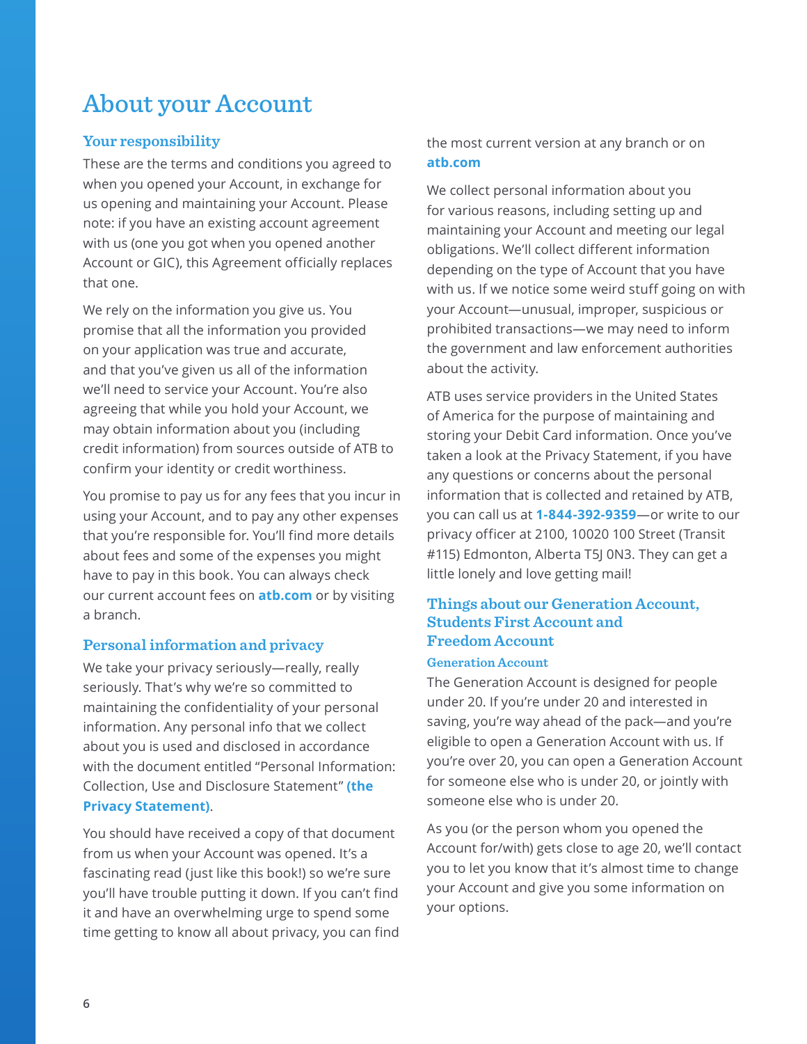# About your Account

## Your responsibility

These are the terms and conditions you agreed to when you opened your Account, in exchange for us opening and maintaining your Account. Please note: if you have an existing account agreement with us (one you got when you opened another Account or GIC), this Agreement officially replaces that one.

We rely on the information you give us. You promise that all the information you provided on your application was true and accurate, and that you've given us all of the information we'll need to service your Account. You're also agreeing that while you hold your Account, we may obtain information about you (including credit information) from sources outside of ATB to confirm your identity or credit worthiness.

You promise to pay us for any fees that you incur in using your Account, and to pay any other expenses that you're responsible for. You'll find more details about fees and some of the expenses you might have to pay in this book. You can always check our current account fees on **atb.com** or by visiting a branch.

## Personal information and privacy

We take your privacy seriously—really, really seriously. That's why we're so committed to maintaining the confidentiality of your personal information. Any personal info that we collect about you is used and disclosed in accordance with the document entitled "Personal Information: Collection, Use and Disclosure Statement" **(the Privacy Statement)**.

You should have received a copy of that document from us when your Account was opened. It's a fascinating read (just like this book!) so we're sure you'll have trouble putting it down. If you can't find it and have an overwhelming urge to spend some time getting to know all about privacy, you can find the most current version at any branch or on **atb.com**

We collect personal information about you for various reasons, including setting up and maintaining your Account and meeting our legal obligations. We'll collect different information depending on the type of Account that you have with us. If we notice some weird stuff going on with your Account—unusual, improper, suspicious or prohibited transactions—we may need to inform the government and law enforcement authorities about the activity.

ATB uses service providers in the United States of America for the purpose of maintaining and storing your Debit Card information. Once you've taken a look at the Privacy Statement, if you have any questions or concerns about the personal information that is collected and retained by ATB, you can call us at **1-844-392-9359**—or write to our privacy officer at 2100, 10020 100 Street (Transit #115) Edmonton, Alberta T5J 0N3. They can get a little lonely and love getting mail!

## Things about our Generation Account, Students First Account and Freedom Account

### Generation Account

The Generation Account is designed for people under 20. If you're under 20 and interested in saving, you're way ahead of the pack—and you're eligible to open a Generation Account with us. If you're over 20, you can open a Generation Account for someone else who is under 20, or jointly with someone else who is under 20.

As you (or the person whom you opened the Account for/with) gets close to age 20, we'll contact you to let you know that it's almost time to change your Account and give you some information on your options.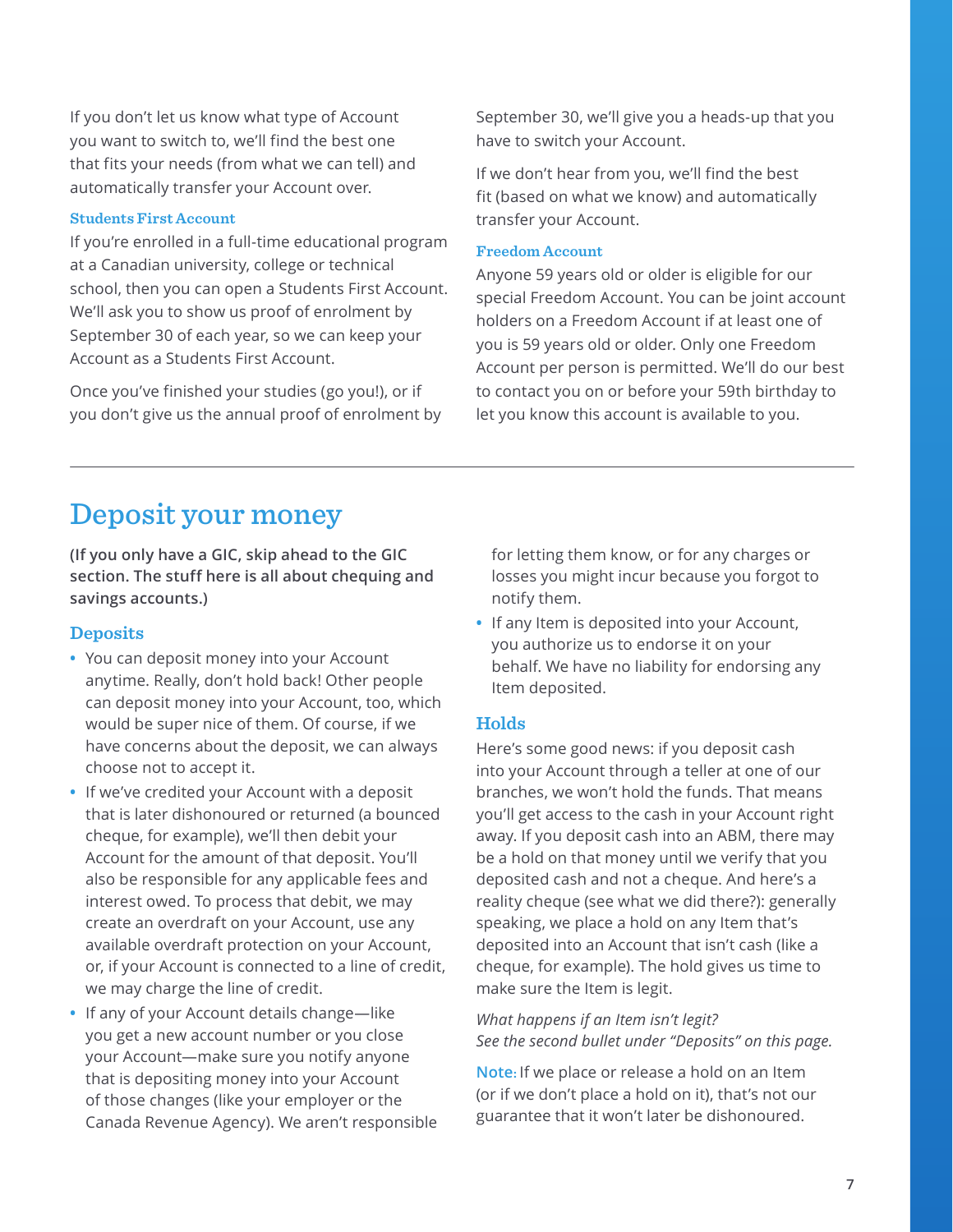If you don't let us know what type of Account you want to switch to, we'll find the best one that fits your needs (from what we can tell) and automatically transfer your Account over.

### Students First Account

If you're enrolled in a full-time educational program at a Canadian university, college or technical school, then you can open a Students First Account. We'll ask you to show us proof of enrolment by September 30 of each year, so we can keep your Account as a Students First Account.

Once you've finished your studies (go you!), or if you don't give us the annual proof of enrolment by September 30, we'll give you a heads-up that you have to switch your Account.

If we don't hear from you, we'll find the best fit (based on what we know) and automatically transfer your Account.

### Freedom Account

Anyone 59 years old or older is eligible for our special Freedom Account. You can be joint account holders on a Freedom Account if at least one of you is 59 years old or older. Only one Freedom Account per person is permitted. We'll do our best to contact you on or before your 59th birthday to let you know this account is available to you.

---

# Deposit your money

**(If you only have a GIC, skip ahead to the GIC section. The stuff here is all about chequing and savings accounts.)**

## Deposits

- You can deposit money into your Account anytime. Really, don't hold back! Other people can deposit money into your Account, too, which would be super nice of them. Of course, if we have concerns about the deposit, we can always choose not to accept it.
- If we've credited your Account with a deposit that is later dishonoured or returned (a bounced cheque, for example), we'll then debit your Account for the amount of that deposit. You'll also be responsible for any applicable fees and interest owed. To process that debit, we may create an overdraft on your Account, use any available overdraft protection on your Account, or, if your Account is connected to a line of credit, we may charge the line of credit.
- If any of your Account details change—like you get a new account number or you close your Account—make sure you notify anyone that is depositing money into your Account of those changes (like your employer or the Canada Revenue Agency). We aren't responsible for letting them know, or for any charges or losses you might incur because you forgot to notify them.
- If any Item is deposited into your Account, you authorize us to endorse it on your behalf. We have no liability for endorsing any Item deposited.

## Holds

Here's some good news: if you deposit cash into your Account through a teller at one of our branches, we won't hold the funds. That means you'll get access to the cash in your Account right away. If you deposit cash into an ABM, there may be a hold on that money until we verify that you deposited cash and not a cheque. And here's a reality cheque (see what we did there?): generally speaking, we place a hold on any Item that's deposited into an Account that isn't cash (like a cheque, for example). The hold gives us time to make sure the Item is legit.

*What happens if an Item isn't legit?*
*See the second bullet under "Deposits" on this page.*

**Note:** If we place or release a hold on an Item (or if we don't place a hold on it), that's not our guarantee that it won't later be dishonoured.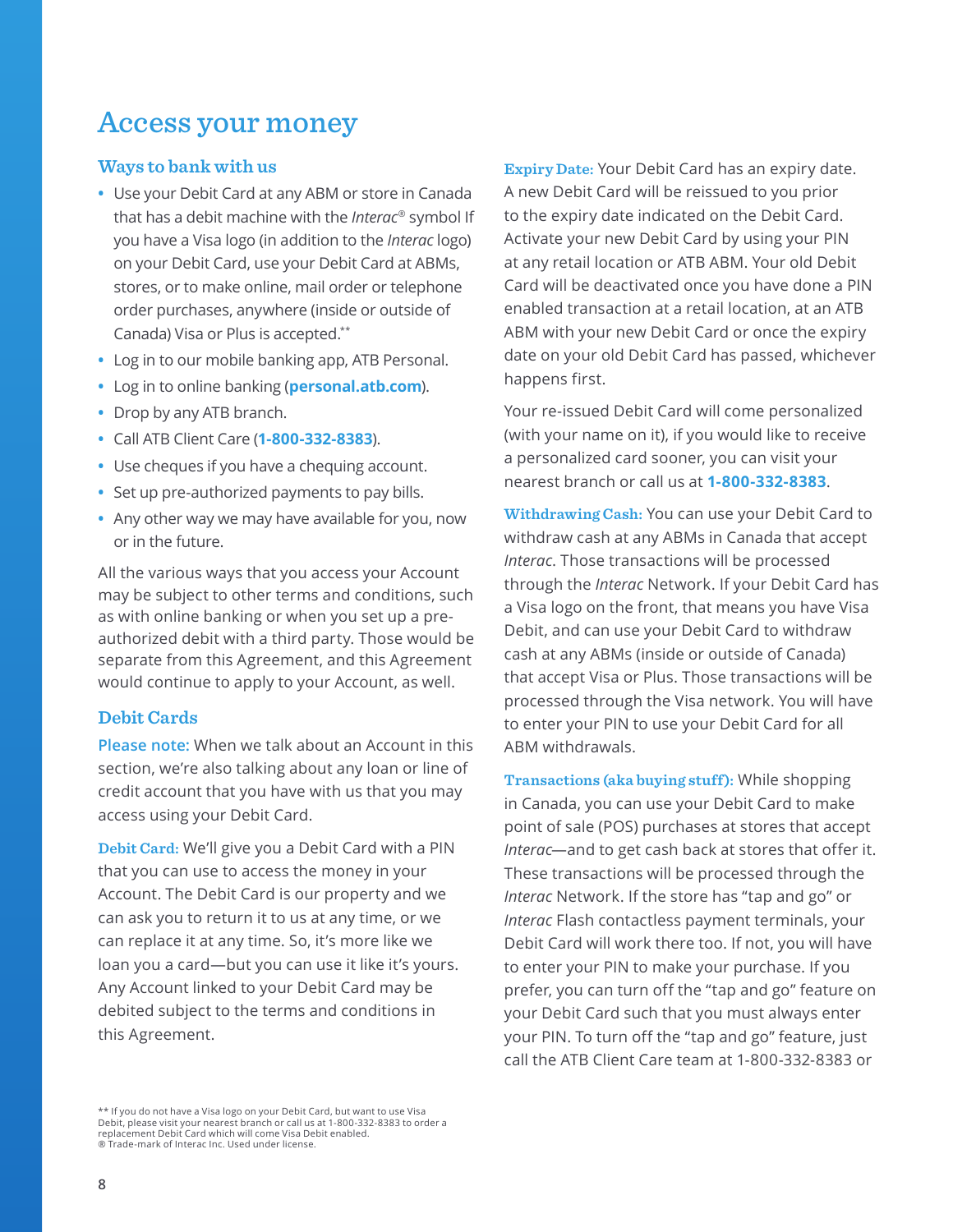# Access your money

## Ways to bank with us

- Use your Debit Card at any ABM or store in Canada that has a debit machine with the *Interac*® symbol If you have a Visa logo (in addition to the *Interac* logo) on your Debit Card, use your Debit Card at ABMs, stores, or to make online, mail order or telephone order purchases, anywhere (inside or outside of Canada) Visa or Plus is accepted.**
- Log in to our mobile banking app, ATB Personal.
- Log in to online banking (**personal.atb.com**).
- Drop by any ATB branch.
- Call ATB Client Care (**1-800-332-8383**).
- Use cheques if you have a chequing account.
- Set up pre-authorized payments to pay bills.
- Any other way we may have available for you, now or in the future.

All the various ways that you access your Account may be subject to other terms and conditions, such as with online banking or when you set up a pre-authorized debit with a third party. Those would be separate from this Agreement, and this Agreement would continue to apply to your Account, as well.

## Debit Cards

Please note: When we talk about an Account in this section, we're also talking about any loan or line of credit account that you have with us that you may access using your Debit Card.

**Debit Card:** We'll give you a Debit Card with a PIN that you can use to access the money in your Account. The Debit Card is our property and we can ask you to return it to us at any time, or we can replace it at any time. So, it's more like we loan you a card—but you can use it like it's yours. Any Account linked to your Debit Card may be debited subject to the terms and conditions in this Agreement.

**Expiry Date:** Your Debit Card has an expiry date. A new Debit Card will be reissued to you prior to the expiry date indicated on the Debit Card. Activate your new Debit Card by using your PIN at any retail location or ATB ABM. Your old Debit Card will be deactivated once you have done a PIN enabled transaction at a retail location, at an ATB ABM with your new Debit Card or once the expiry date on your old Debit Card has passed, whichever happens first.

Your re-issued Debit Card will come personalized (with your name on it), if you would like to receive a personalized card sooner, you can visit your nearest branch or call us at **1-800-332-8383**.

**Withdrawing Cash:** You can use your Debit Card to withdraw cash at any ABMs in Canada that accept *Interac*. Those transactions will be processed through the *Interac* Network. If your Debit Card has a Visa logo on the front, that means you have Visa Debit, and can use your Debit Card to withdraw cash at any ABMs (inside or outside of Canada) that accept Visa or Plus. Those transactions will be processed through the Visa network. You will have to enter your PIN to use your Debit Card for all ABM withdrawals.

**Transactions (aka buying stuff):** While shopping in Canada, you can use your Debit Card to make point of sale (POS) purchases at stores that accept *Interac*—and to get cash back at stores that offer it. These transactions will be processed through the *Interac* Network. If the store has "tap and go" or *Interac* Flash contactless payment terminals, your Debit Card will work there too. If not, you will have to enter your PIN to make your purchase. If you prefer, you can turn off the "tap and go" feature on your Debit Card such that you must always enter your PIN. To turn off the "tap and go" feature, just call the ATB Client Care team at 1-800-332-8383 or

** If you do not have a Visa logo on your Debit Card, but want to use Visa Debit, please visit your nearest branch or call us at 1-800-332-8383 to order a replacement Debit Card which will come Visa Debit enabled.
® Trade-mark of Interac Inc. Used under license.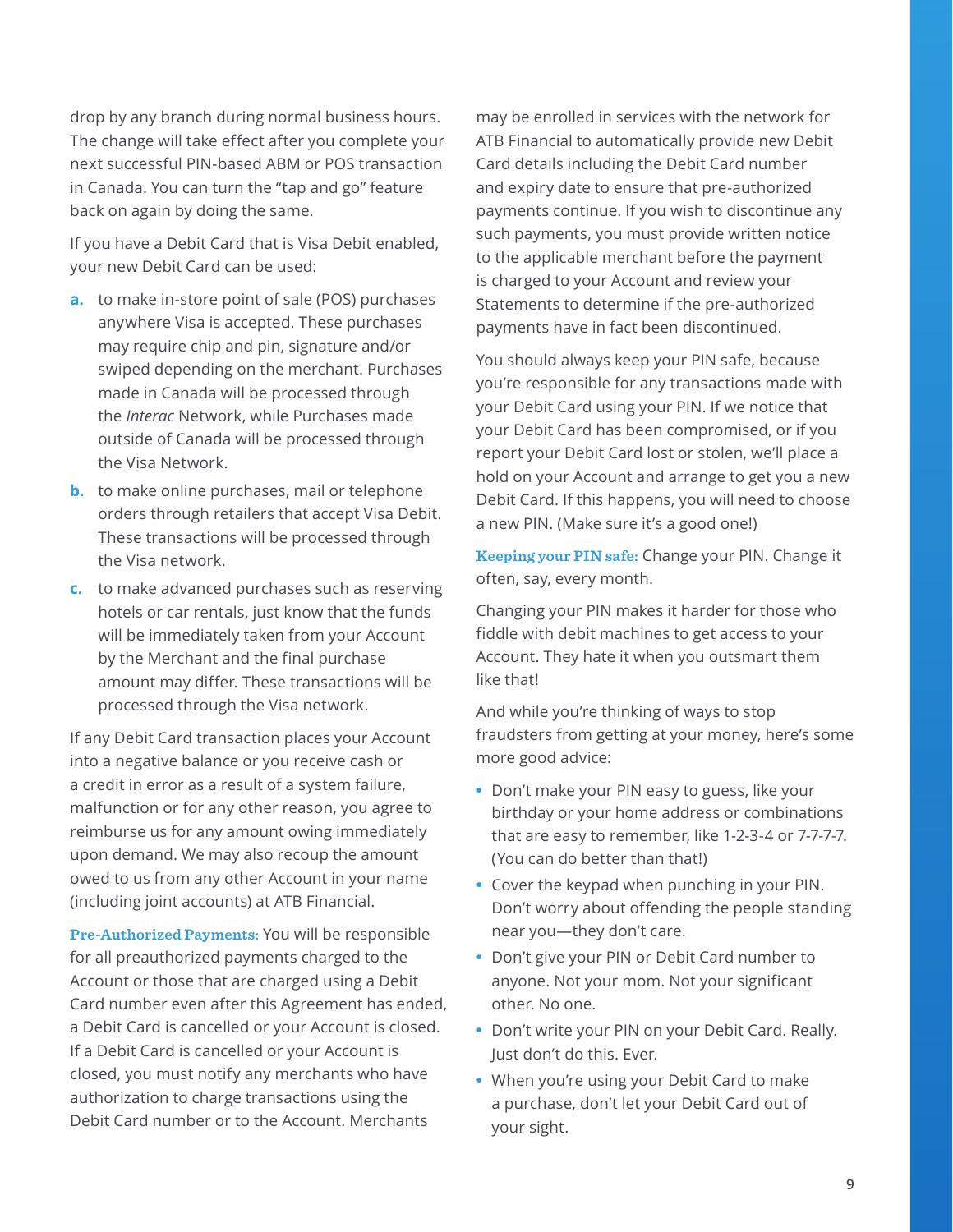drop by any branch during normal business hours. The change will take effect after you complete your next successful PIN-based ABM or POS transaction in Canada. You can turn the "tap and go" feature back on again by doing the same.

If you have a Debit Card that is Visa Debit enabled, your new Debit Card can be used:

a. to make in-store point of sale (POS) purchases anywhere Visa is accepted. These purchases may require chip and pin, signature and/or swiped depending on the merchant. Purchases made in Canada will be processed through the *Interac* Network, while Purchases made outside of Canada will be processed through the Visa Network.

b. to make online purchases, mail or telephone orders through retailers that accept Visa Debit. These transactions will be processed through the Visa network.

c. to make advanced purchases such as reserving hotels or car rentals, just know that the funds will be immediately taken from your Account by the Merchant and the final purchase amount may differ. These transactions will be processed through the Visa network.

If any Debit Card transaction places your Account into a negative balance or you receive cash or a credit in error as a result of a system failure, malfunction or for any other reason, you agree to reimburse us for any amount owing immediately upon demand. We may also recoup the amount owed to us from any other Account in your name (including joint accounts) at ATB Financial.

**Pre-Authorized Payments:** You will be responsible for all preauthorized payments charged to the Account or those that are charged using a Debit Card number even after this Agreement has ended, a Debit Card is cancelled or your Account is closed. If a Debit Card is cancelled or your Account is closed, you must notify any merchants who have authorization to charge transactions using the Debit Card number or to the Account. Merchants may be enrolled in services with the network for ATB Financial to automatically provide new Debit Card details including the Debit Card number and expiry date to ensure that pre-authorized payments continue. If you wish to discontinue any such payments, you must provide written notice to the applicable merchant before the payment is charged to your Account and review your Statements to determine if the pre-authorized payments have in fact been discontinued.

You should always keep your PIN safe, because you're responsible for any transactions made with your Debit Card using your PIN. If we notice that your Debit Card has been compromised, or if you report your Debit Card lost or stolen, we'll place a hold on your Account and arrange to get you a new Debit Card. If this happens, you will need to choose a new PIN. (Make sure it's a good one!)

**Keeping your PIN safe:** Change your PIN. Change it often, say, every month.

Changing your PIN makes it harder for those who fiddle with debit machines to get access to your Account. They hate it when you outsmart them like that!

And while you're thinking of ways to stop fraudsters from getting at your money, here's some more good advice:

- Don't make your PIN easy to guess, like your birthday or your home address or combinations that are easy to remember, like 1-2-3-4 or 7-7-7-7. (You can do better than that!)
- Cover the keypad when punching in your PIN. Don't worry about offending the people standing near you—they don't care.
- Don't give your PIN or Debit Card number to anyone. Not your mom. Not your significant other. No one.
- Don't write your PIN on your Debit Card. Really. Just don't do this. Ever.
- When you're using your Debit Card to make a purchase, don't let your Debit Card out of your sight.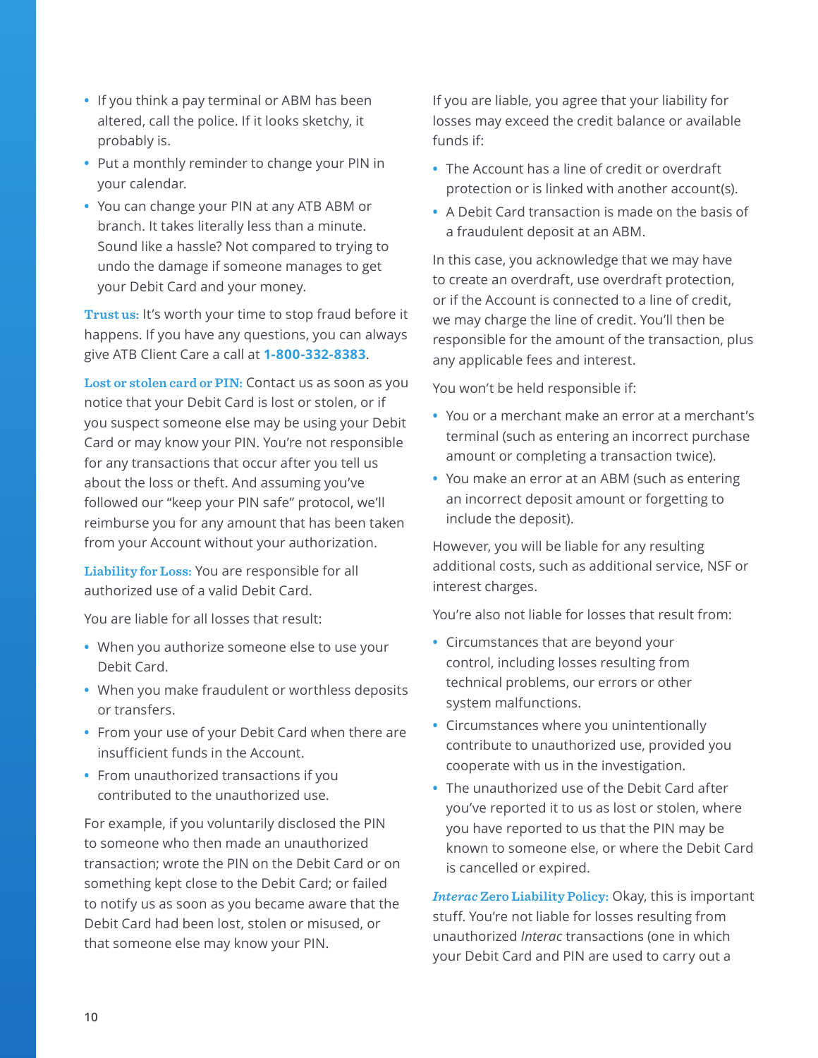- If you think a pay terminal or ABM has been altered, call the police. If it looks sketchy, it probably is.
- Put a monthly reminder to change your PIN in your calendar.
- You can change your PIN at any ATB ABM or branch. It takes literally less than a minute. Sound like a hassle? Not compared to trying to undo the damage if someone manages to get your Debit Card and your money.

**Trust us:** It's worth your time to stop fraud before it happens. If you have any questions, you can always give ATB Client Care a call at **1-800-332-8383**.

**Lost or stolen card or PIN:** Contact us as soon as you notice that your Debit Card is lost or stolen, or if you suspect someone else may be using your Debit Card or may know your PIN. You're not responsible for any transactions that occur after you tell us about the loss or theft. And assuming you've followed our "keep your PIN safe" protocol, we'll reimburse you for any amount that has been taken from your Account without your authorization.

**Liability for Loss:** You are responsible for all authorized use of a valid Debit Card.

You are liable for all losses that result:

- When you authorize someone else to use your Debit Card.
- When you make fraudulent or worthless deposits or transfers.
- From your use of your Debit Card when there are insufficient funds in the Account.
- From unauthorized transactions if you contributed to the unauthorized use.

For example, if you voluntarily disclosed the PIN to someone who then made an unauthorized transaction; wrote the PIN on the Debit Card or on something kept close to the Debit Card; or failed to notify us as soon as you became aware that the Debit Card had been lost, stolen or misused, or that someone else may know your PIN.

If you are liable, you agree that your liability for losses may exceed the credit balance or available funds if:

- The Account has a line of credit or overdraft protection or is linked with another account(s).
- A Debit Card transaction is made on the basis of a fraudulent deposit at an ABM.

In this case, you acknowledge that we may have to create an overdraft, use overdraft protection, or if the Account is connected to a line of credit, we may charge the line of credit. You'll then be responsible for the amount of the transaction, plus any applicable fees and interest.

You won't be held responsible if:

- You or a merchant make an error at a merchant's terminal (such as entering an incorrect purchase amount or completing a transaction twice).
- You make an error at an ABM (such as entering an incorrect deposit amount or forgetting to include the deposit).

However, you will be liable for any resulting additional costs, such as additional service, NSF or interest charges.

You're also not liable for losses that result from:

- Circumstances that are beyond your control, including losses resulting from technical problems, our errors or other system malfunctions.
- Circumstances where you unintentionally contribute to unauthorized use, provided you cooperate with us in the investigation.
- The unauthorized use of the Debit Card after you've reported it to us as lost or stolen, where you have reported to us that the PIN may be known to someone else, or where the Debit Card is cancelled or expired.

***Interac* Zero Liability Policy:** Okay, this is important stuff. You're not liable for losses resulting from unauthorized *Interac* transactions (one in which your Debit Card and PIN are used to carry out a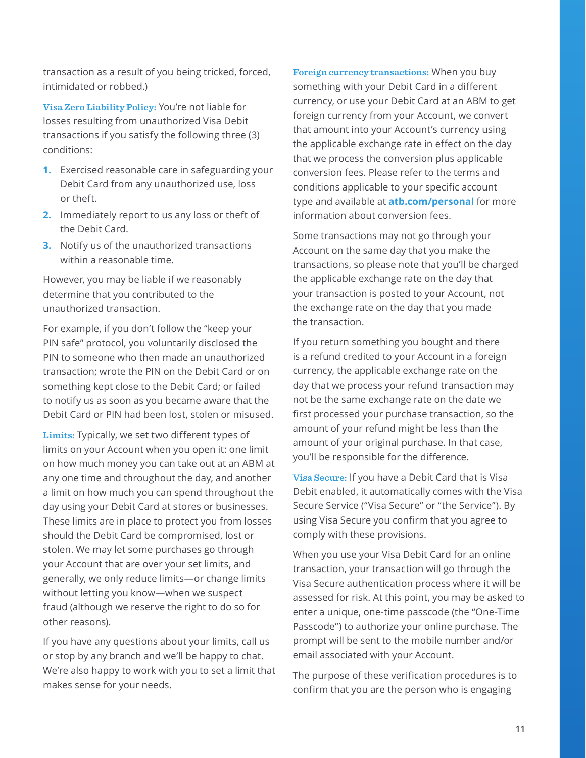transaction as a result of you being tricked, forced, intimidated or robbed.)

**Visa Zero Liability Policy:** You're not liable for losses resulting from unauthorized Visa Debit transactions if you satisfy the following three (3) conditions:

1. Exercised reasonable care in safeguarding your Debit Card from any unauthorized use, loss or theft.
2. Immediately report to us any loss or theft of the Debit Card.
3. Notify us of the unauthorized transactions within a reasonable time.

However, you may be liable if we reasonably determine that you contributed to the unauthorized transaction.

For example, if you don't follow the "keep your PIN safe" protocol, you voluntarily disclosed the PIN to someone who then made an unauthorized transaction; wrote the PIN on the Debit Card or on something kept close to the Debit Card; or failed to notify us as soon as you became aware that the Debit Card or PIN had been lost, stolen or misused.

**Limits:** Typically, we set two different types of limits on your Account when you open it: one limit on how much money you can take out at an ABM at any one time and throughout the day, and another a limit on how much you can spend throughout the day using your Debit Card at stores or businesses. These limits are in place to protect you from losses should the Debit Card be compromised, lost or stolen. We may let some purchases go through your Account that are over your set limits, and generally, we only reduce limits—or change limits without letting you know—when we suspect fraud (although we reserve the right to do so for other reasons).

If you have any questions about your limits, call us or stop by any branch and we'll be happy to chat. We're also happy to work with you to set a limit that makes sense for your needs.

**Foreign currency transactions:** When you buy something with your Debit Card in a different currency, or use your Debit Card at an ABM to get foreign currency from your Account, we convert that amount into your Account's currency using the applicable exchange rate in effect on the day that we process the conversion plus applicable conversion fees. Please refer to the terms and conditions applicable to your specific account type and available at **atb.com/personal** for more information about conversion fees.

Some transactions may not go through your Account on the same day that you make the transactions, so please note that you'll be charged the applicable exchange rate on the day that your transaction is posted to your Account, not the exchange rate on the day that you made the transaction.

If you return something you bought and there is a refund credited to your Account in a foreign currency, the applicable exchange rate on the day that we process your refund transaction may not be the same exchange rate on the date we first processed your purchase transaction, so the amount of your refund might be less than the amount of your original purchase. In that case, you'll be responsible for the difference.

**Visa Secure:** If you have a Debit Card that is Visa Debit enabled, it automatically comes with the Visa Secure Service ("Visa Secure" or "the Service"). By using Visa Secure you confirm that you agree to comply with these provisions.

When you use your Visa Debit Card for an online transaction, your transaction will go through the Visa Secure authentication process where it will be assessed for risk. At this point, you may be asked to enter a unique, one-time passcode (the "One-Time Passcode") to authorize your online purchase. The prompt will be sent to the mobile number and/or email associated with your Account.

The purpose of these verification procedures is to confirm that you are the person who is engaging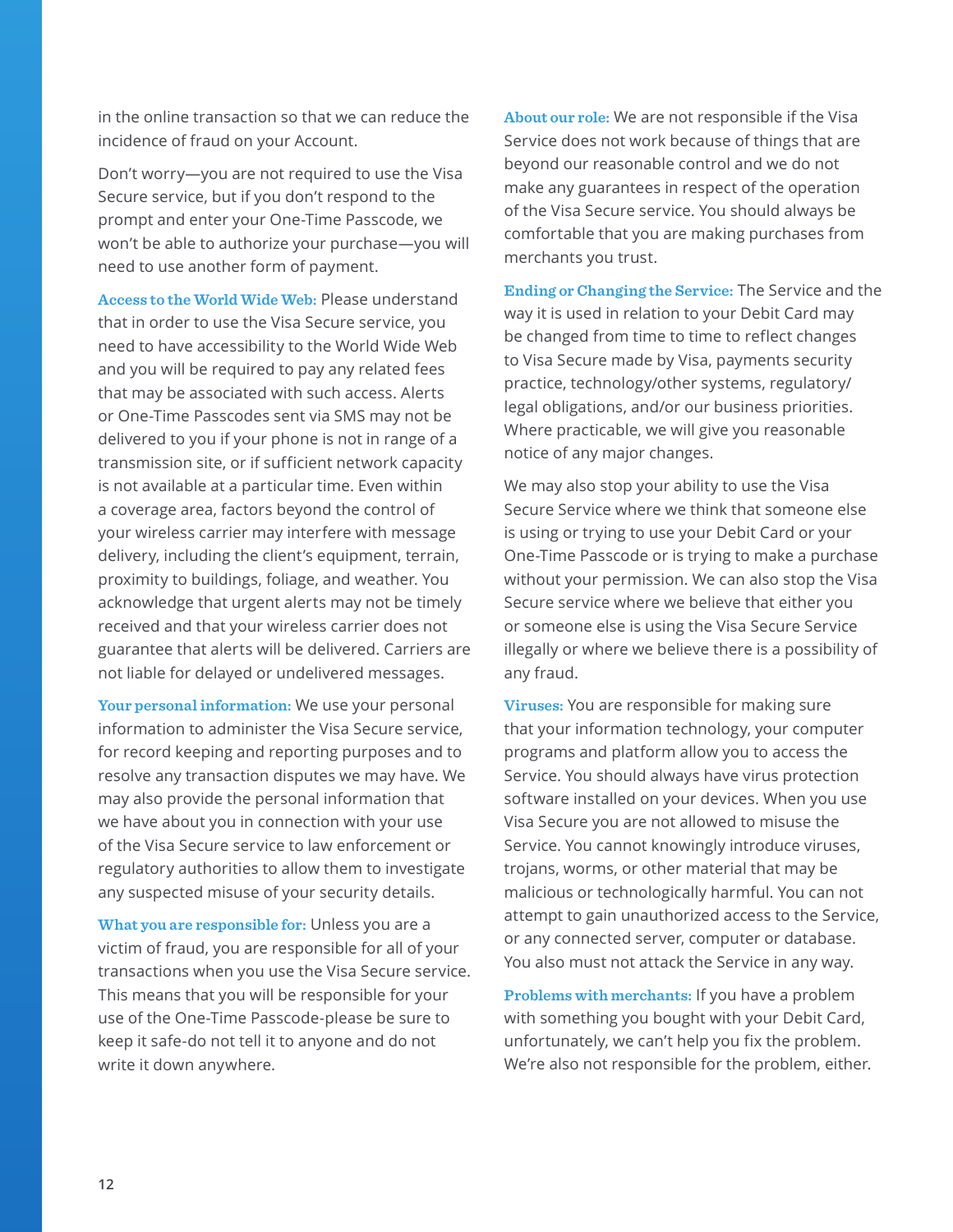in the online transaction so that we can reduce the incidence of fraud on your Account.

Don't worry—you are not required to use the Visa Secure service, but if you don't respond to the prompt and enter your One-Time Passcode, we won't be able to authorize your purchase—you will need to use another form of payment.

**Access to the World Wide Web:** Please understand that in order to use the Visa Secure service, you need to have accessibility to the World Wide Web and you will be required to pay any related fees that may be associated with such access. Alerts or One-Time Passcodes sent via SMS may not be delivered to you if your phone is not in range of a transmission site, or if sufficient network capacity is not available at a particular time. Even within a coverage area, factors beyond the control of your wireless carrier may interfere with message delivery, including the client's equipment, terrain, proximity to buildings, foliage, and weather. You acknowledge that urgent alerts may not be timely received and that your wireless carrier does not guarantee that alerts will be delivered. Carriers are not liable for delayed or undelivered messages.

**Your personal information:** We use your personal information to administer the Visa Secure service, for record keeping and reporting purposes and to resolve any transaction disputes we may have. We may also provide the personal information that we have about you in connection with your use of the Visa Secure service to law enforcement or regulatory authorities to allow them to investigate any suspected misuse of your security details.

**What you are responsible for:** Unless you are a victim of fraud, you are responsible for all of your transactions when you use the Visa Secure service. This means that you will be responsible for your use of the One-Time Passcode-please be sure to keep it safe-do not tell it to anyone and do not write it down anywhere.

**About our role:** We are not responsible if the Visa Service does not work because of things that are beyond our reasonable control and we do not make any guarantees in respect of the operation of the Visa Secure service. You should always be comfortable that you are making purchases from merchants you trust.

**Ending or Changing the Service:** The Service and the way it is used in relation to your Debit Card may be changed from time to time to reflect changes to Visa Secure made by Visa, payments security practice, technology/other systems, regulatory/legal obligations, and/or our business priorities. Where practicable, we will give you reasonable notice of any major changes.

We may also stop your ability to use the Visa Secure Service where we think that someone else is using or trying to use your Debit Card or your One-Time Passcode or is trying to make a purchase without your permission. We can also stop the Visa Secure service where we believe that either you or someone else is using the Visa Secure Service illegally or where we believe there is a possibility of any fraud.

**Viruses:** You are responsible for making sure that your information technology, your computer programs and platform allow you to access the Service. You should always have virus protection software installed on your devices. When you use Visa Secure you are not allowed to misuse the Service. You cannot knowingly introduce viruses, trojans, worms, or other material that may be malicious or technologically harmful. You can not attempt to gain unauthorized access to the Service, or any connected server, computer or database. You also must not attack the Service in any way.

**Problems with merchants:** If you have a problem with something you bought with your Debit Card, unfortunately, we can't help you fix the problem. We're also not responsible for the problem, either.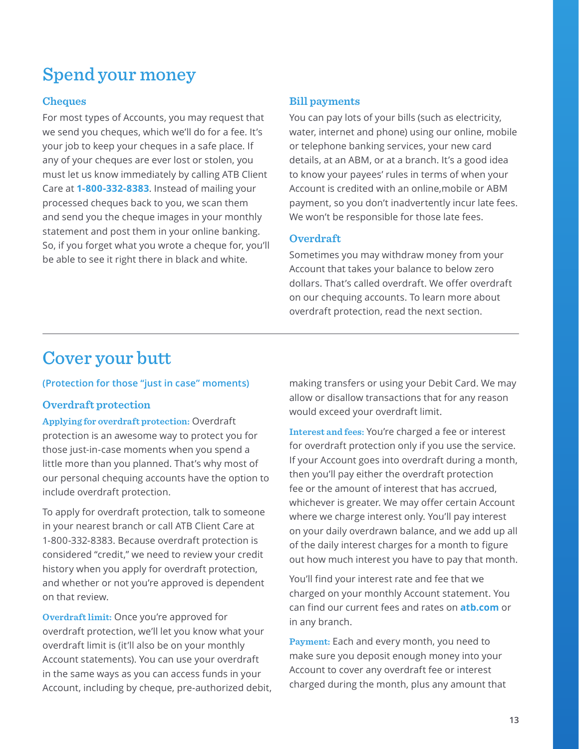# Spend your money

### Cheques

For most types of Accounts, you may request that we send you cheques, which we'll do for a fee. It's your job to keep your cheques in a safe place. If any of your cheques are ever lost or stolen, you must let us know immediately by calling ATB Client Care at **1-800-332-8383**. Instead of mailing your processed cheques back to you, we scan them and send you the cheque images in your monthly statement and post them in your online banking. So, if you forget what you wrote a cheque for, you'll be able to see it right there in black and white.

### Bill payments

You can pay lots of your bills (such as electricity, water, internet and phone) using our online, mobile or telephone banking services, your new card details, at an ABM, or at a branch. It's a good idea to know your payees' rules in terms of when your Account is credited with an online,mobile or ABM payment, so you don't inadvertently incur late fees. We won't be responsible for those late fees.

### Overdraft

Sometimes you may withdraw money from your Account that takes your balance to below zero dollars. That's called overdraft. We offer overdraft on our chequing accounts. To learn more about overdraft protection, read the next section.

---

# Cover your butt

(Protection for those "just in case" moments)

### Overdraft protection

**Applying for overdraft protection:** Overdraft protection is an awesome way to protect you for those just-in-case moments when you spend a little more than you planned. That's why most of our personal chequing accounts have the option to include overdraft protection.

To apply for overdraft protection, talk to someone in your nearest branch or call ATB Client Care at 1-800-332-8383. Because overdraft protection is considered "credit," we need to review your credit history when you apply for overdraft protection, and whether or not you're approved is dependent on that review.

**Overdraft limit:** Once you're approved for overdraft protection, we'll let you know what your overdraft limit is (it'll also be on your monthly Account statements). You can use your overdraft in the same ways as you can access funds in your Account, including by cheque, pre-authorized debit, making transfers or using your Debit Card. We may allow or disallow transactions that for any reason would exceed your overdraft limit.

**Interest and fees:** You're charged a fee or interest for overdraft protection only if you use the service. If your Account goes into overdraft during a month, then you'll pay either the overdraft protection fee or the amount of interest that has accrued, whichever is greater. We may offer certain Account where we charge interest only. You'll pay interest on your daily overdrawn balance, and we add up all of the daily interest charges for a month to figure out how much interest you have to pay that month.

You'll find your interest rate and fee that we charged on your monthly Account statement. You can find our current fees and rates on **atb.com** or in any branch.

**Payment:** Each and every month, you need to make sure you deposit enough money into your Account to cover any overdraft fee or interest charged during the month, plus any amount that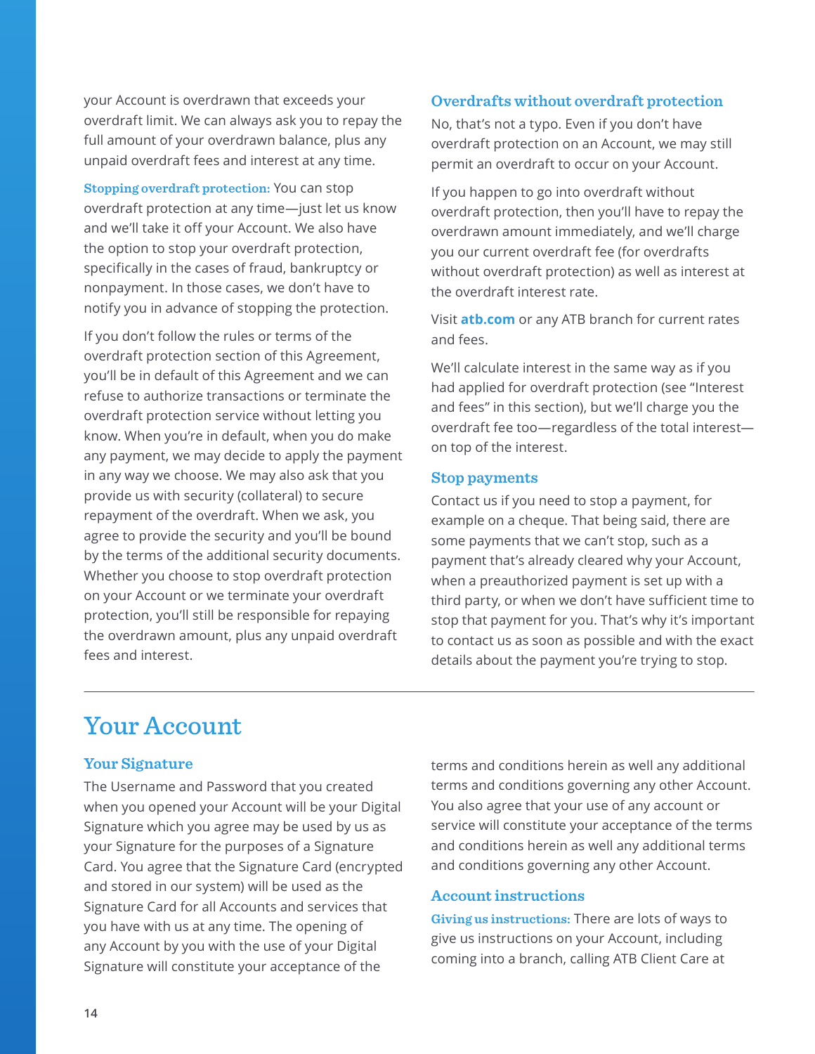your Account is overdrawn that exceeds your overdraft limit. We can always ask you to repay the full amount of your overdrawn balance, plus any unpaid overdraft fees and interest at any time.

**Stopping overdraft protection:** You can stop overdraft protection at any time—just let us know and we'll take it off your Account. We also have the option to stop your overdraft protection, specifically in the cases of fraud, bankruptcy or nonpayment. In those cases, we don't have to notify you in advance of stopping the protection.

If you don't follow the rules or terms of the overdraft protection section of this Agreement, you'll be in default of this Agreement and we can refuse to authorize transactions or terminate the overdraft protection service without letting you know. When you're in default, when you do make any payment, we may decide to apply the payment in any way we choose. We may also ask that you provide us with security (collateral) to secure repayment of the overdraft. When we ask, you agree to provide the security and you'll be bound by the terms of the additional security documents. Whether you choose to stop overdraft protection on your Account or we terminate your overdraft protection, you'll still be responsible for repaying the overdrawn amount, plus any unpaid overdraft fees and interest.

### Overdrafts without overdraft protection

No, that's not a typo. Even if you don't have overdraft protection on an Account, we may still permit an overdraft to occur on your Account.

If you happen to go into overdraft without overdraft protection, then you'll have to repay the overdrawn amount immediately, and we'll charge you our current overdraft fee (for overdrafts without overdraft protection) as well as interest at the overdraft interest rate.

Visit **atb.com** or any ATB branch for current rates and fees.

We'll calculate interest in the same way as if you had applied for overdraft protection (see "Interest and fees" in this section), but we'll charge you the overdraft fee too—regardless of the total interest—on top of the interest.

### Stop payments

Contact us if you need to stop a payment, for example on a cheque. That being said, there are some payments that we can't stop, such as a payment that's already cleared why your Account, when a preauthorized payment is set up with a third party, or when we don't have sufficient time to stop that payment for you. That's why it's important to contact us as soon as possible and with the exact details about the payment you're trying to stop.

## Your Account

### Your Signature

The Username and Password that you created when you opened your Account will be your Digital Signature which you agree may be used by us as your Signature for the purposes of a Signature Card. You agree that the Signature Card (encrypted and stored in our system) will be used as the Signature Card for all Accounts and services that you have with us at any time. The opening of any Account by you with the use of your Digital Signature will constitute your acceptance of the terms and conditions herein as well any additional terms and conditions governing any other Account. You also agree that your use of any account or service will constitute your acceptance of the terms and conditions herein as well any additional terms and conditions governing any other Account.

### Account instructions

**Giving us instructions:** There are lots of ways to give us instructions on your Account, including coming into a branch, calling ATB Client Care at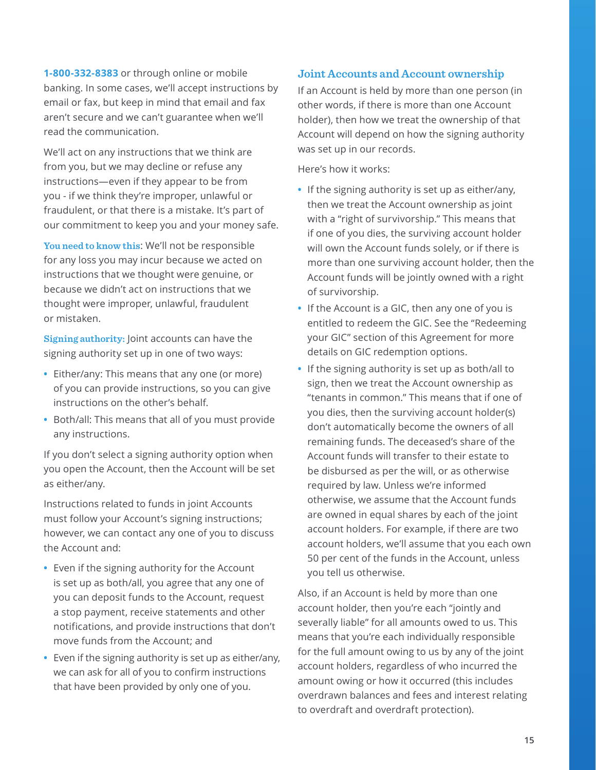**1-800-332-8383** or through online or mobile banking. In some cases, we'll accept instructions by email or fax, but keep in mind that email and fax aren't secure and we can't guarantee when we'll read the communication.

We'll act on any instructions that we think are from you, but we may decline or refuse any instructions—even if they appear to be from you - if we think they're improper, unlawful or fraudulent, or that there is a mistake. It's part of our commitment to keep you and your money safe.

**You need to know this**: We'll not be responsible for any loss you may incur because we acted on instructions that we thought were genuine, or because we didn't act on instructions that we thought were improper, unlawful, fraudulent or mistaken.

**Signing authority:** Joint accounts can have the signing authority set up in one of two ways:

- Either/any: This means that any one (or more) of you can provide instructions, so you can give instructions on the other's behalf.
- Both/all: This means that all of you must provide any instructions.

If you don't select a signing authority option when you open the Account, then the Account will be set as either/any.

Instructions related to funds in joint Accounts must follow your Account's signing instructions; however, we can contact any one of you to discuss the Account and:

- Even if the signing authority for the Account is set up as both/all, you agree that any one of you can deposit funds to the Account, request a stop payment, receive statements and other notifications, and provide instructions that don't move funds from the Account; and
- Even if the signing authority is set up as either/any, we can ask for all of you to confirm instructions that have been provided by only one of you.

### Joint Accounts and Account ownership

If an Account is held by more than one person (in other words, if there is more than one Account holder), then how we treat the ownership of that Account will depend on how the signing authority was set up in our records.

Here's how it works:

- If the signing authority is set up as either/any, then we treat the Account ownership as joint with a "right of survivorship." This means that if one of you dies, the surviving account holder will own the Account funds solely, or if there is more than one surviving account holder, then the Account funds will be jointly owned with a right of survivorship.
- If the Account is a GIC, then any one of you is entitled to redeem the GIC. See the "Redeeming your GIC" section of this Agreement for more details on GIC redemption options.
- If the signing authority is set up as both/all to sign, then we treat the Account ownership as "tenants in common." This means that if one of you dies, then the surviving account holder(s) don't automatically become the owners of all remaining funds. The deceased's share of the Account funds will transfer to their estate to be disbursed as per the will, or as otherwise required by law. Unless we're informed otherwise, we assume that the Account funds are owned in equal shares by each of the joint account holders. For example, if there are two account holders, we'll assume that you each own 50 per cent of the funds in the Account, unless you tell us otherwise.

Also, if an Account is held by more than one account holder, then you're each "jointly and severally liable" for all amounts owed to us. This means that you're each individually responsible for the full amount owing to us by any of the joint account holders, regardless of who incurred the amount owing or how it occurred (this includes overdrawn balances and fees and interest relating to overdraft and overdraft protection).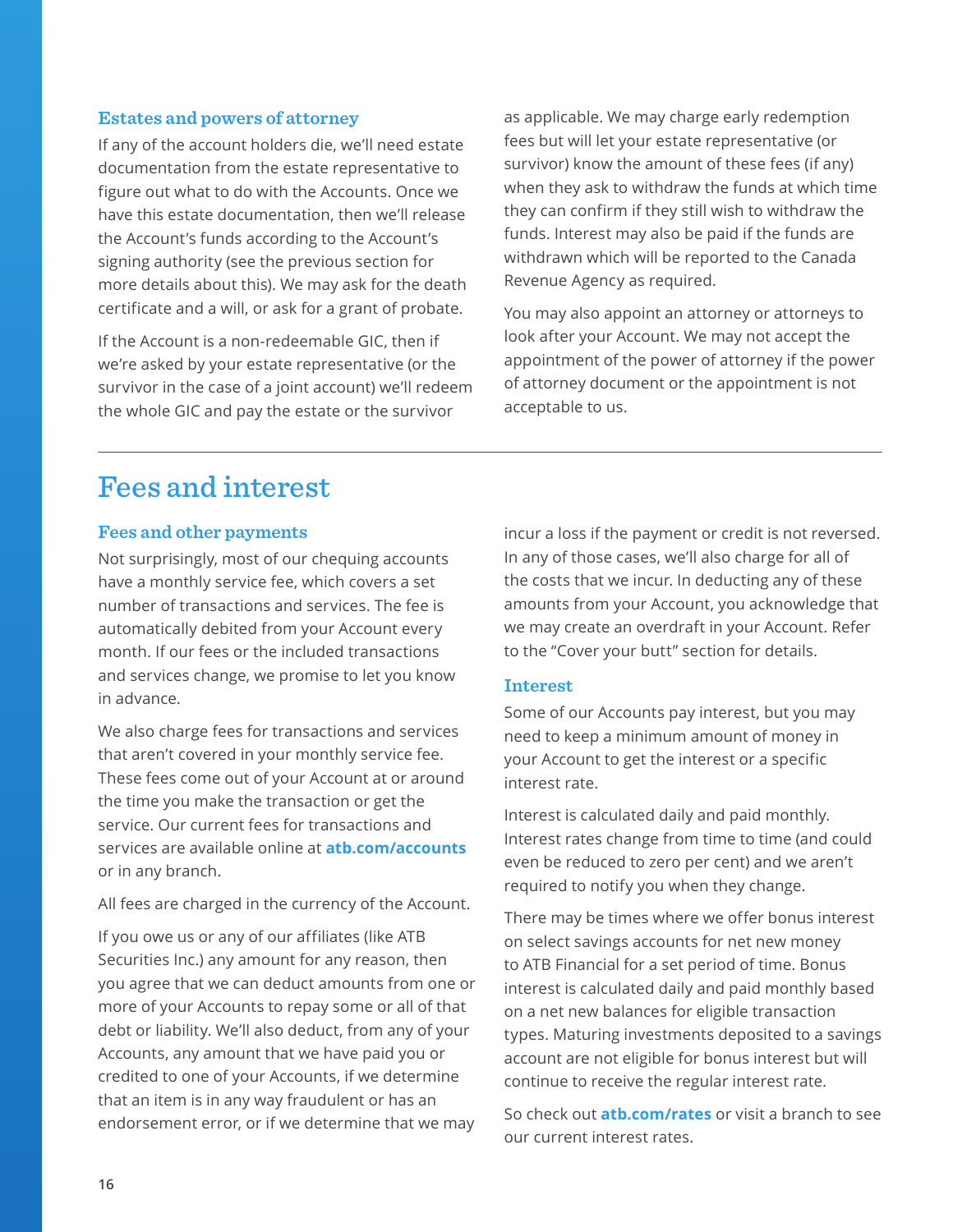### Estates and powers of attorney

If any of the account holders die, we'll need estate documentation from the estate representative to figure out what to do with the Accounts. Once we have this estate documentation, then we'll release the Account's funds according to the Account's signing authority (see the previous section for more details about this). We may ask for the death certificate and a will, or ask for a grant of probate.

If the Account is a non-redeemable GIC, then if we're asked by your estate representative (or the survivor in the case of a joint account) we'll redeem the whole GIC and pay the estate or the survivor as applicable. We may charge early redemption fees but will let your estate representative (or survivor) know the amount of these fees (if any) when they ask to withdraw the funds at which time they can confirm if they still wish to withdraw the funds. Interest may also be paid if the funds are withdrawn which will be reported to the Canada Revenue Agency as required.

You may also appoint an attorney or attorneys to look after your Account. We may not accept the appointment of the power of attorney if the power of attorney document or the appointment is not acceptable to us.

---

## Fees and interest

### Fees and other payments

Not surprisingly, most of our chequing accounts have a monthly service fee, which covers a set number of transactions and services. The fee is automatically debited from your Account every month. If our fees or the included transactions and services change, we promise to let you know in advance.

We also charge fees for transactions and services that aren't covered in your monthly service fee. These fees come out of your Account at or around the time you make the transaction or get the service. Our current fees for transactions and services are available online at **atb.com/accounts** or in any branch.

All fees are charged in the currency of the Account.

If you owe us or any of our affiliates (like ATB Securities Inc.) any amount for any reason, then you agree that we can deduct amounts from one or more of your Accounts to repay some or all of that debt or liability. We'll also deduct, from any of your Accounts, any amount that we have paid you or credited to one of your Accounts, if we determine that an item is in any way fraudulent or has an endorsement error, or if we determine that we may incur a loss if the payment or credit is not reversed. In any of those cases, we'll also charge for all of the costs that we incur. In deducting any of these amounts from your Account, you acknowledge that we may create an overdraft in your Account. Refer to the "Cover your butt" section for details.

### Interest

Some of our Accounts pay interest, but you may need to keep a minimum amount of money in your Account to get the interest or a specific interest rate.

Interest is calculated daily and paid monthly. Interest rates change from time to time (and could even be reduced to zero per cent) and we aren't required to notify you when they change.

There may be times where we offer bonus interest on select savings accounts for net new money to ATB Financial for a set period of time. Bonus interest is calculated daily and paid monthly based on a net new balances for eligible transaction types. Maturing investments deposited to a savings account are not eligible for bonus interest but will continue to receive the regular interest rate.

So check out **atb.com/rates** or visit a branch to see our current interest rates.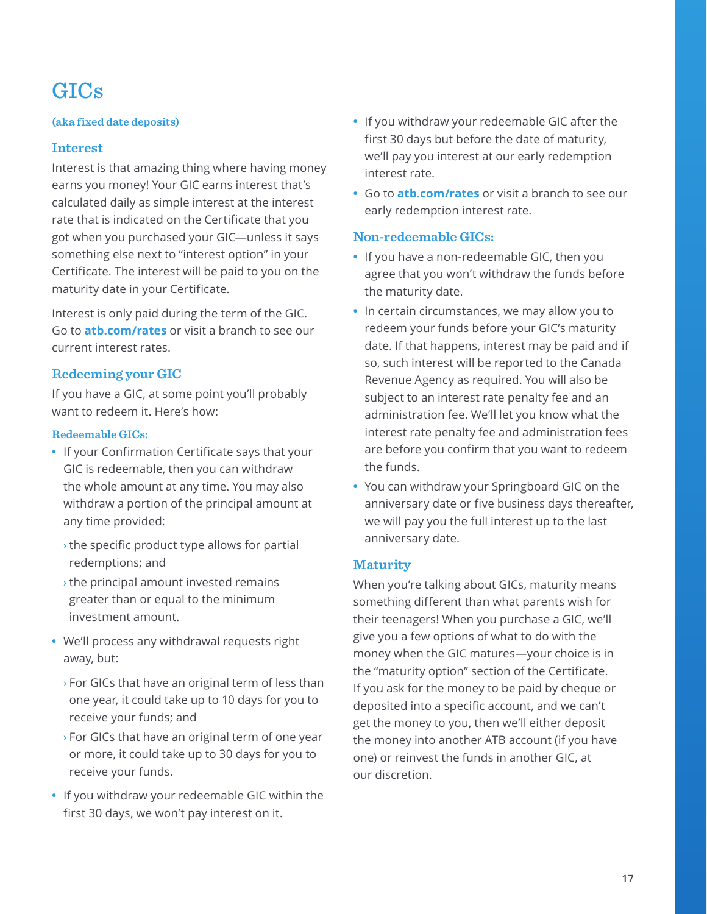# GICs

### (aka fixed date deposits)

## Interest

Interest is that amazing thing where having money earns you money! Your GIC earns interest that's calculated daily as simple interest at the interest rate that is indicated on the Certificate that you got when you purchased your GIC—unless it says something else next to "interest option" in your Certificate. The interest will be paid to you on the maturity date in your Certificate.

Interest is only paid during the term of the GIC. Go to **atb.com/rates** or visit a branch to see our current interest rates.

## Redeeming your GIC

If you have a GIC, at some point you'll probably want to redeem it. Here's how:

### Redeemable GICs:

- If your Confirmation Certificate says that your GIC is redeemable, then you can withdraw the whole amount at any time. You may also withdraw a portion of the principal amount at any time provided:
  - the specific product type allows for partial redemptions; and
  - the principal amount invested remains greater than or equal to the minimum investment amount.
- We'll process any withdrawal requests right away, but:
  - For GICs that have an original term of less than one year, it could take up to 10 days for you to receive your funds; and
  - For GICs that have an original term of one year or more, it could take up to 30 days for you to receive your funds.
- If you withdraw your redeemable GIC within the first 30 days, we won't pay interest on it.
- If you withdraw your redeemable GIC after the first 30 days but before the date of maturity, we'll pay you interest at our early redemption interest rate.
- Go to **atb.com/rates** or visit a branch to see our early redemption interest rate.

### Non-redeemable GICs:

- If you have a non-redeemable GIC, then you agree that you won't withdraw the funds before the maturity date.
- In certain circumstances, we may allow you to redeem your funds before your GIC's maturity date. If that happens, interest may be paid and if so, such interest will be reported to the Canada Revenue Agency as required. You will also be subject to an interest rate penalty fee and an administration fee. We'll let you know what the interest rate penalty fee and administration fees are before you confirm that you want to redeem the funds.
- You can withdraw your Springboard GIC on the anniversary date or five business days thereafter, we will pay you the full interest up to the last anniversary date.

## Maturity

When you're talking about GICs, maturity means something different than what parents wish for their teenagers! When you purchase a GIC, we'll give you a few options of what to do with the money when the GIC matures—your choice is in the "maturity option" section of the Certificate. If you ask for the money to be paid by cheque or deposited into a specific account, and we can't get the money to you, then we'll either deposit the money into another ATB account (if you have one) or reinvest the funds in another GIC, at our discretion.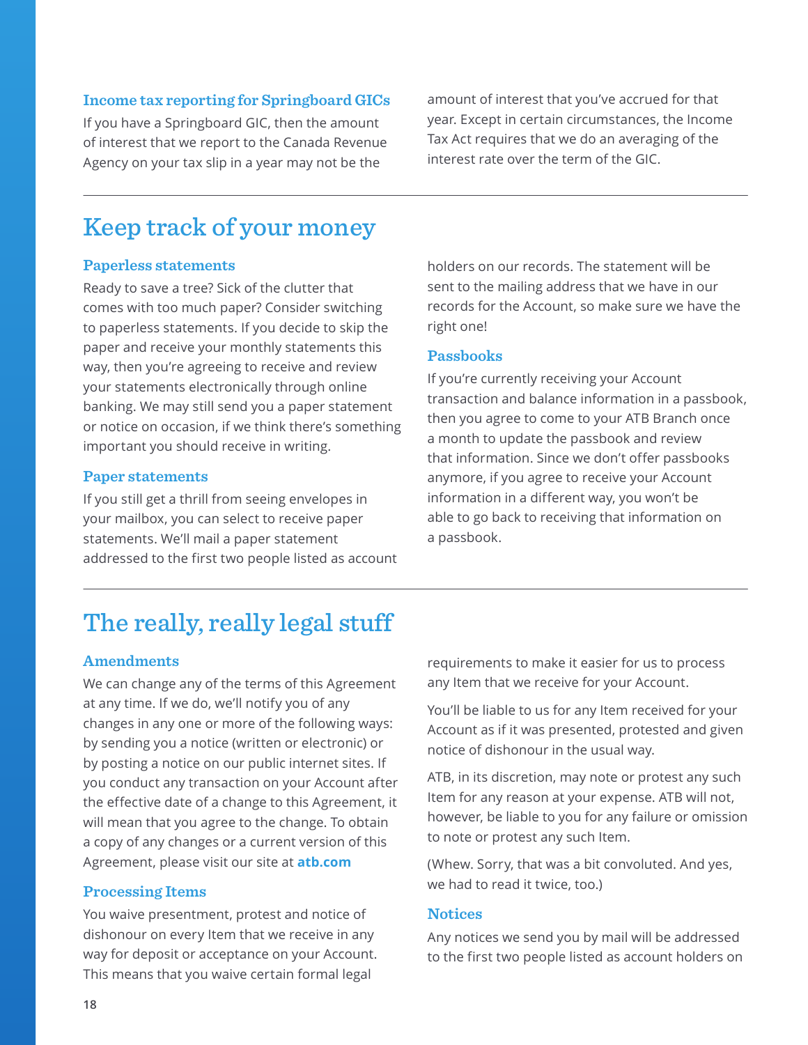### Income tax reporting for Springboard GICs

If you have a Springboard GIC, then the amount of interest that we report to the Canada Revenue Agency on your tax slip in a year may not be the amount of interest that you've accrued for that year. Except in certain circumstances, the Income Tax Act requires that we do an averaging of the interest rate over the term of the GIC.

## Keep track of your money

### Paperless statements

Ready to save a tree? Sick of the clutter that comes with too much paper? Consider switching to paperless statements. If you decide to skip the paper and receive your monthly statements this way, then you're agreeing to receive and review your statements electronically through online banking. We may still send you a paper statement or notice on occasion, if we think there's something important you should receive in writing.

### Paper statements

If you still get a thrill from seeing envelopes in your mailbox, you can select to receive paper statements. We'll mail a paper statement addressed to the first two people listed as account holders on our records. The statement will be sent to the mailing address that we have in our records for the Account, so make sure we have the right one!

### Passbooks

If you're currently receiving your Account transaction and balance information in a passbook, then you agree to come to your ATB Branch once a month to update the passbook and review that information. Since we don't offer passbooks anymore, if you agree to receive your Account information in a different way, you won't be able to go back to receiving that information on a passbook.

## The really, really legal stuff

### Amendments

We can change any of the terms of this Agreement at any time. If we do, we'll notify you of any changes in any one or more of the following ways: by sending you a notice (written or electronic) or by posting a notice on our public internet sites. If you conduct any transaction on your Account after the effective date of a change to this Agreement, it will mean that you agree to the change. To obtain a copy of any changes or a current version of this Agreement, please visit our site at **atb.com**

### Processing Items

You waive presentment, protest and notice of dishonour on every Item that we receive in any way for deposit or acceptance on your Account. This means that you waive certain formal legal requirements to make it easier for us to process any Item that we receive for your Account.

You'll be liable to us for any Item received for your Account as if it was presented, protested and given notice of dishonour in the usual way.

ATB, in its discretion, may note or protest any such Item for any reason at your expense. ATB will not, however, be liable to you for any failure or omission to note or protest any such Item.

(Whew. Sorry, that was a bit convoluted. And yes, we had to read it twice, too.)

### Notices

Any notices we send you by mail will be addressed to the first two people listed as account holders on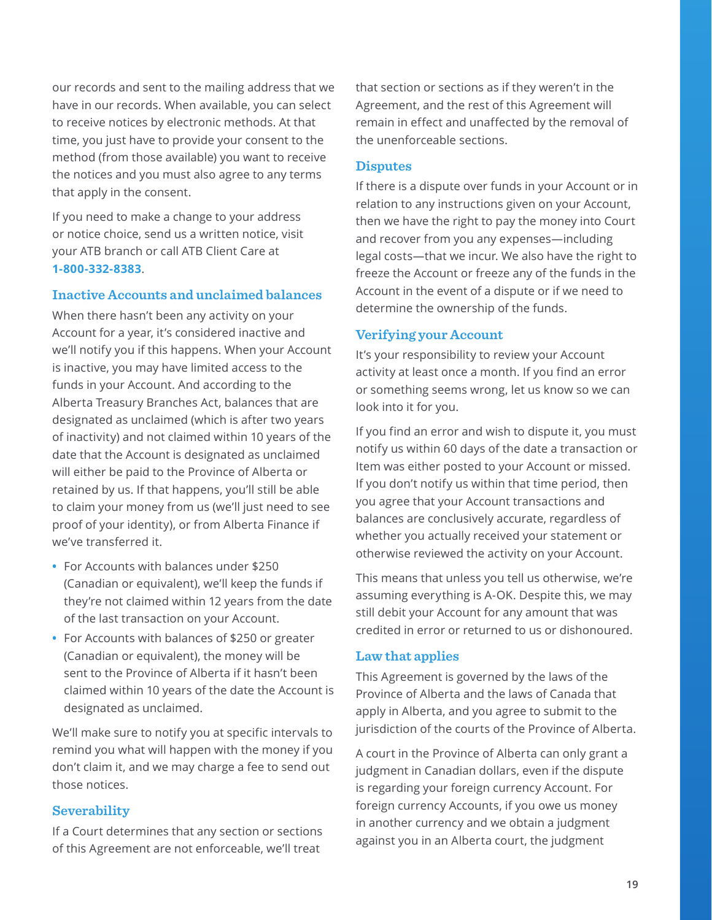our records and sent to the mailing address that we have in our records. When available, you can select to receive notices by electronic methods. At that time, you just have to provide your consent to the method (from those available) you want to receive the notices and you must also agree to any terms that apply in the consent.

If you need to make a change to your address or notice choice, send us a written notice, visit your ATB branch or call ATB Client Care at **1-800-332-8383**.

### Inactive Accounts and unclaimed balances

When there hasn't been any activity on your Account for a year, it's considered inactive and we'll notify you if this happens. When your Account is inactive, you may have limited access to the funds in your Account. And according to the Alberta Treasury Branches Act, balances that are designated as unclaimed (which is after two years of inactivity) and not claimed within 10 years of the date that the Account is designated as unclaimed will either be paid to the Province of Alberta or retained by us. If that happens, you'll still be able to claim your money from us (we'll just need to see proof of your identity), or from Alberta Finance if we've transferred it.

- For Accounts with balances under $250 (Canadian or equivalent), we'll keep the funds if they're not claimed within 12 years from the date of the last transaction on your Account.
- For Accounts with balances of $250 or greater (Canadian or equivalent), the money will be sent to the Province of Alberta if it hasn't been claimed within 10 years of the date the Account is designated as unclaimed.

We'll make sure to notify you at specific intervals to remind you what will happen with the money if you don't claim it, and we may charge a fee to send out those notices.

### Severability

If a Court determines that any section or sections of this Agreement are not enforceable, we'll treat that section or sections as if they weren't in the Agreement, and the rest of this Agreement will remain in effect and unaffected by the removal of the unenforceable sections.

### Disputes

If there is a dispute over funds in your Account or in relation to any instructions given on your Account, then we have the right to pay the money into Court and recover from you any expenses—including legal costs—that we incur. We also have the right to freeze the Account or freeze any of the funds in the Account in the event of a dispute or if we need to determine the ownership of the funds.

### Verifying your Account

It's your responsibility to review your Account activity at least once a month. If you find an error or something seems wrong, let us know so we can look into it for you.

If you find an error and wish to dispute it, you must notify us within 60 days of the date a transaction or Item was either posted to your Account or missed. If you don't notify us within that time period, then you agree that your Account transactions and balances are conclusively accurate, regardless of whether you actually received your statement or otherwise reviewed the activity on your Account.

This means that unless you tell us otherwise, we're assuming everything is A-OK. Despite this, we may still debit your Account for any amount that was credited in error or returned to us or dishonoured.

### Law that applies

This Agreement is governed by the laws of the Province of Alberta and the laws of Canada that apply in Alberta, and you agree to submit to the jurisdiction of the courts of the Province of Alberta.

A court in the Province of Alberta can only grant a judgment in Canadian dollars, even if the dispute is regarding your foreign currency Account. For foreign currency Accounts, if you owe us money in another currency and we obtain a judgment against you in an Alberta court, the judgment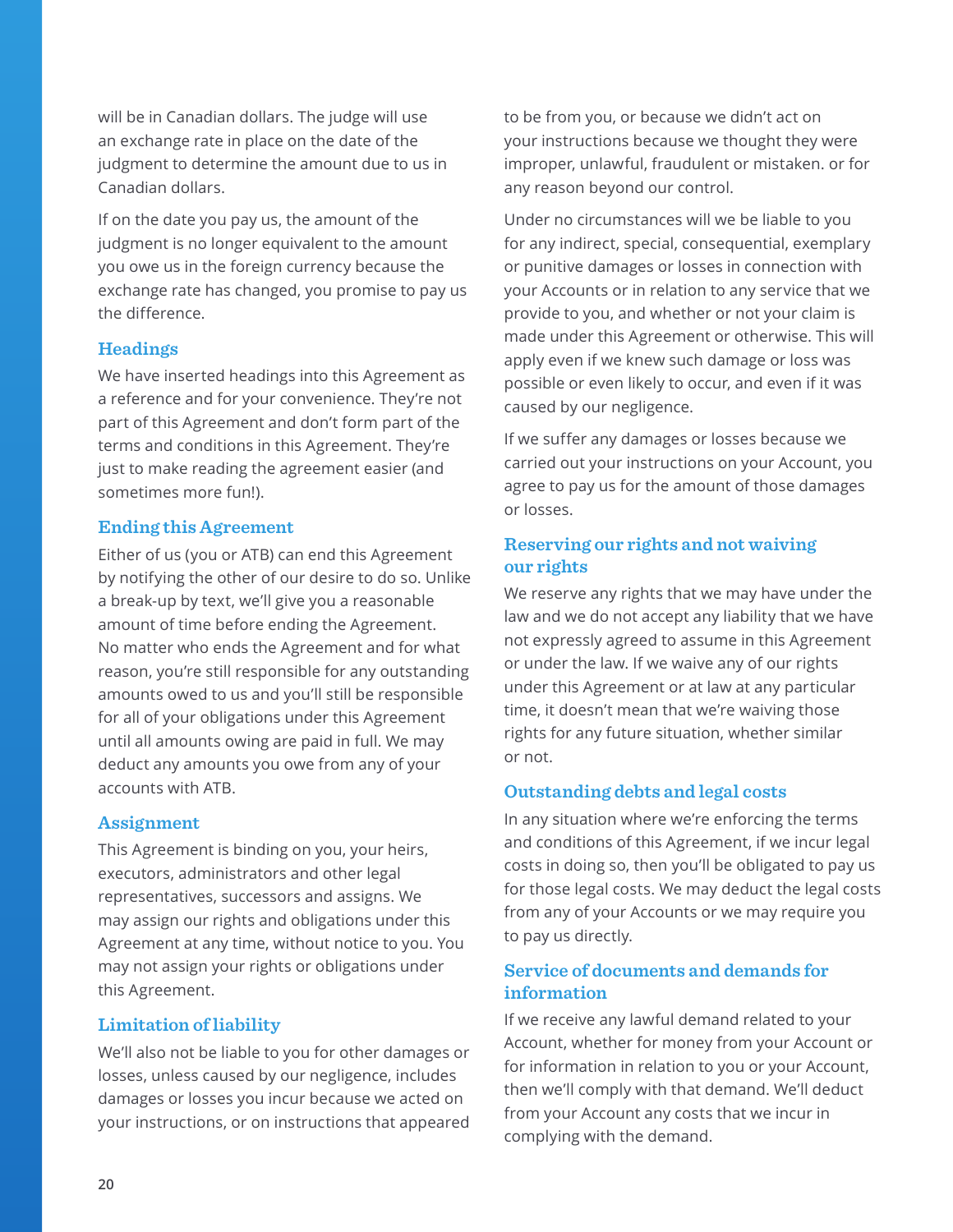will be in Canadian dollars. The judge will use an exchange rate in place on the date of the judgment to determine the amount due to us in Canadian dollars.

If on the date you pay us, the amount of the judgment is no longer equivalent to the amount you owe us in the foreign currency because the exchange rate has changed, you promise to pay us the difference.

### Headings

We have inserted headings into this Agreement as a reference and for your convenience. They're not part of this Agreement and don't form part of the terms and conditions in this Agreement. They're just to make reading the agreement easier (and sometimes more fun!).

### Ending this Agreement

Either of us (you or ATB) can end this Agreement by notifying the other of our desire to do so. Unlike a break-up by text, we'll give you a reasonable amount of time before ending the Agreement. No matter who ends the Agreement and for what reason, you're still responsible for any outstanding amounts owed to us and you'll still be responsible for all of your obligations under this Agreement until all amounts owing are paid in full. We may deduct any amounts you owe from any of your accounts with ATB.

### Assignment

This Agreement is binding on you, your heirs, executors, administrators and other legal representatives, successors and assigns. We may assign our rights and obligations under this Agreement at any time, without notice to you. You may not assign your rights or obligations under this Agreement.

### Limitation of liability

We'll also not be liable to you for other damages or losses, unless caused by our negligence, includes damages or losses you incur because we acted on your instructions, or on instructions that appeared to be from you, or because we didn't act on your instructions because we thought they were improper, unlawful, fraudulent or mistaken. or for any reason beyond our control.

Under no circumstances will we be liable to you for any indirect, special, consequential, exemplary or punitive damages or losses in connection with your Accounts or in relation to any service that we provide to you, and whether or not your claim is made under this Agreement or otherwise. This will apply even if we knew such damage or loss was possible or even likely to occur, and even if it was caused by our negligence.

If we suffer any damages or losses because we carried out your instructions on your Account, you agree to pay us for the amount of those damages or losses.

### Reserving our rights and not waiving our rights

We reserve any rights that we may have under the law and we do not accept any liability that we have not expressly agreed to assume in this Agreement or under the law. If we waive any of our rights under this Agreement or at law at any particular time, it doesn't mean that we're waiving those rights for any future situation, whether similar or not.

### Outstanding debts and legal costs

In any situation where we're enforcing the terms and conditions of this Agreement, if we incur legal costs in doing so, then you'll be obligated to pay us for those legal costs. We may deduct the legal costs from any of your Accounts or we may require you to pay us directly.

### Service of documents and demands for information

If we receive any lawful demand related to your Account, whether for money from your Account or for information in relation to you or your Account, then we'll comply with that demand. We'll deduct from your Account any costs that we incur in complying with the demand.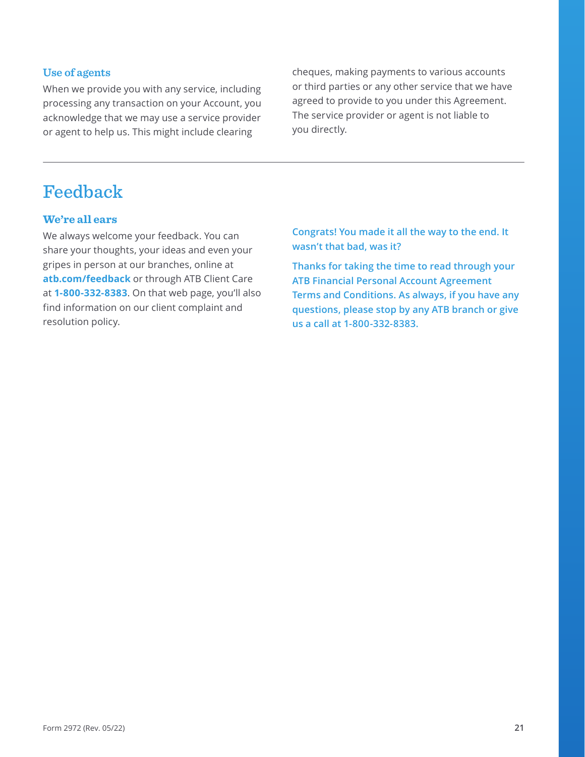### Use of agents

When we provide you with any service, including processing any transaction on your Account, you acknowledge that we may use a service provider or agent to help us. This might include clearing cheques, making payments to various accounts or third parties or any other service that we have agreed to provide to you under this Agreement. The service provider or agent is not liable to you directly.

---

## Feedback

### We're all ears

We always welcome your feedback. You can share your thoughts, your ideas and even your gripes in person at our branches, online at **atb.com/feedback** or through ATB Client Care at **1-800-332-8383**. On that web page, you'll also find information on our client complaint and resolution policy.

**Congrats! You made it all the way to the end. It wasn't that bad, was it?**

**Thanks for taking the time to read through your ATB Financial Personal Account Agreement Terms and Conditions. As always, if you have any questions, please stop by any ATB branch or give us a call at 1-800-332-8383.**

Form 2972 (Rev. 05/22)